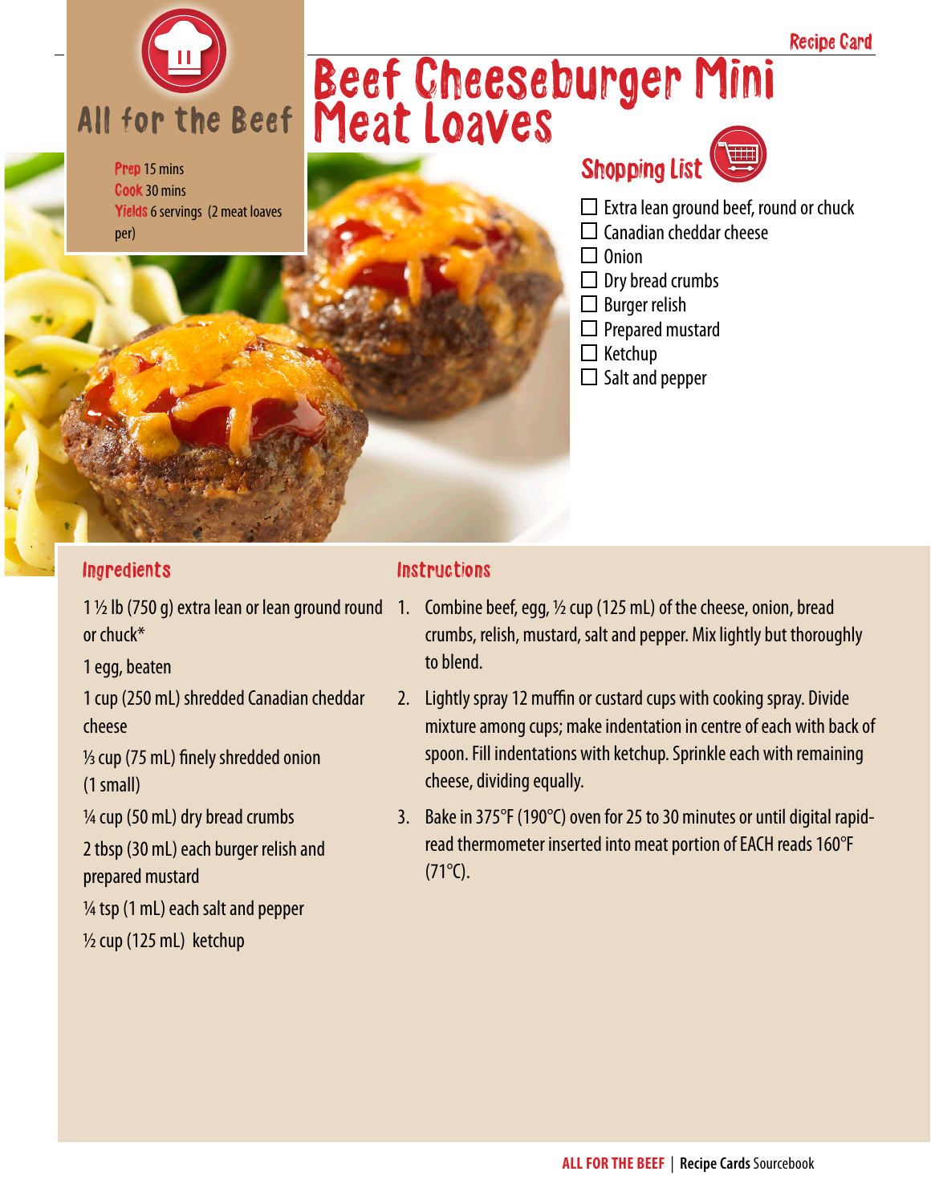Recipe Card

# Beef Cheeseburger Mini Meat Loaves

All for the Beef

**Prep** 15 mins
**Cook** 30 mins
**Yields** 6 servings (2 meat loaves per)

## Shopping List

- ☐ Extra lean ground beef, round or chuck
- ☐ Canadian cheddar cheese
- ☐ Onion
- ☐ Dry bread crumbs
- ☐ Burger relish
- ☐ Prepared mustard
- ☐ Ketchup
- ☐ Salt and pepper

## Ingredients

1 ½ lb (750 g) extra lean or lean ground round or chuck*

1 egg, beaten

1 cup (250 mL) shredded Canadian cheddar cheese

⅓ cup (75 mL) finely shredded onion (1 small)

¼ cup (50 mL) dry bread crumbs

2 tbsp (30 mL) each burger relish and prepared mustard

¼ tsp (1 mL) each salt and pepper

½ cup (125 mL) ketchup

## Instructions

1. Combine beef, egg, ½ cup (125 mL) of the cheese, onion, bread crumbs, relish, mustard, salt and pepper. Mix lightly but thoroughly to blend.
2. Lightly spray 12 muffin or custard cups with cooking spray. Divide mixture among cups; make indentation in centre of each with back of spoon. Fill indentations with ketchup. Sprinkle each with remaining cheese, dividing equally.
3. Bake in 375°F (190°C) oven for 25 to 30 minutes or until digital rapid-read thermometer inserted into meat portion of EACH reads 160°F (71°C).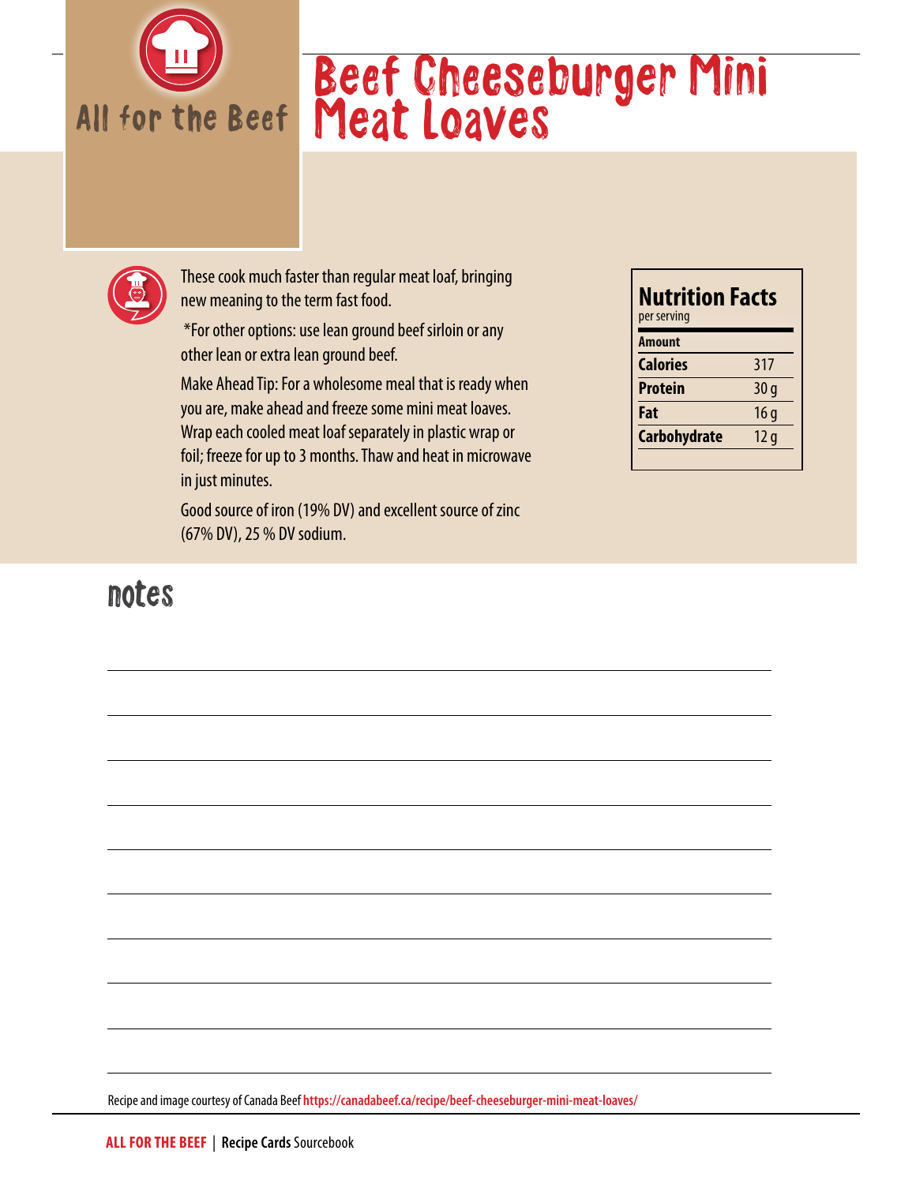All for the Beef

# Beef Cheeseburger Mini Meat Loaves

These cook much faster than regular meat loaf, bringing new meaning to the term fast food.

*For other options: use lean ground beef sirloin or any other lean or extra lean ground beef.

Make Ahead Tip: For a wholesome meal that is ready when you are, make ahead and freeze some mini meat loaves. Wrap each cooled meat loaf separately in plastic wrap or foil; freeze for up to 3 months. Thaw and heat in microwave in just minutes.

Good source of iron (19% DV) and excellent source of zinc (67% DV), 25 % DV sodium.

**Nutrition Facts**
per serving

| Amount | |
|---|---|
| **Calories** | 317 |
| **Protein** | 30 g |
| **Fat** | 16 g |
| **Carbohydrate** | 12 g |

## notes

Recipe and image courtesy of Canada Beef https://canadabeef.ca/recipe/beef-cheeseburger-mini-meat-loaves/